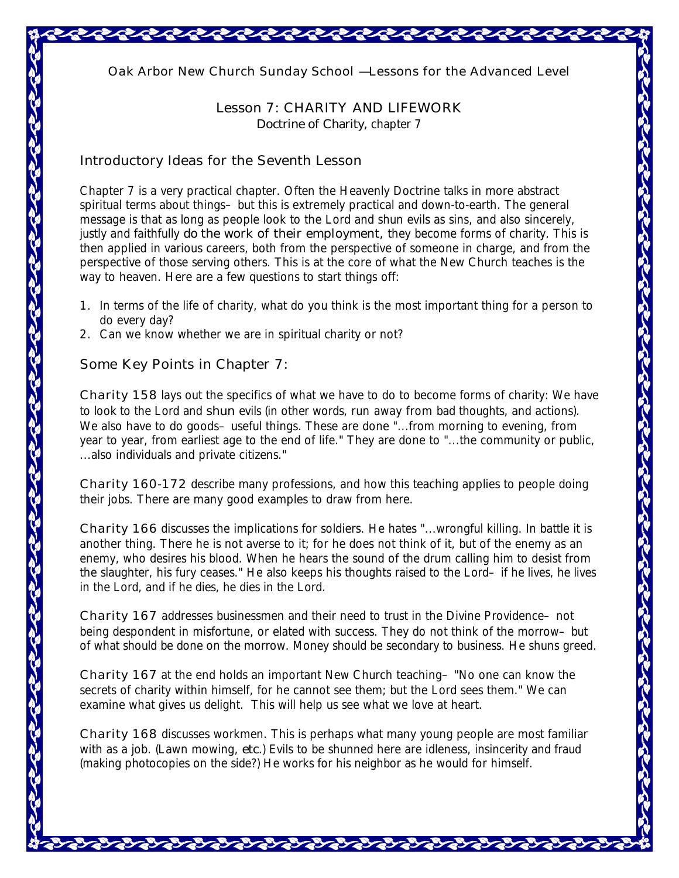Oak Arbor New Church Sunday School —Lessons for the Advanced Level

# Lesson 7: CHARITY AND LIFEWORK

*Doctrine of Charity*, chapter 7

## Introductory Ideas for the Seventh Lesson

Chapter 7 is a very practical chapter. Often the Heavenly Doctrine talks in more abstract spiritual terms about things– but this is extremely practical and down-to-earth. The general message is that as long as people look to the Lord and shun evils as sins, and also sincerely, justly and faithfully do the work of their employment, they become forms of charity. This is then applied in various careers, both from the perspective of someone in charge, and from the perspective of those serving others. This is at the core of what the New Church teaches is the way to heaven. Here are a few questions to start things off:

1. In terms of the life of charity, what do you think is the most important thing for a person to do every day?
2. Can we know whether we are in spiritual charity or not?

## Some Key Points in Chapter 7:

*Charity* 158 lays out the specifics of what we have to do to become forms of charity: We have to look to the Lord and shun evils (in other words, run away from bad thoughts, and actions). We also have to do goods– useful things. These are done "...from morning to evening, from year to year, from earliest age to the end of life." They are done to "...the community or public, ...also individuals and private citizens."

*Charity* 160-172 describe many professions, and how this teaching applies to people doing their jobs. There are many good examples to draw from here.

*Charity* 166 discusses the implications for soldiers. He hates "...wrongful killing. In battle it is another thing. There he is not averse to it; for he does not think of it, but of the enemy as an enemy, who desires his blood. When he hears the sound of the drum calling him to desist from the slaughter, his fury ceases." He also keeps his thoughts raised to the Lord– if he lives, he lives in the Lord, and if he dies, he dies in the Lord.

*Charity* 167 addresses businessmen and their need to trust in the Divine Providence– not being despondent in misfortune, or elated with success. They do not think of the morrow– but of what should be done on the morrow. Money should be secondary to business. He shuns greed.

*Charity* 167 at the end holds an important New Church teaching– "No one can know the secrets of charity within himself, for he cannot see them; but the Lord sees them." We can examine what gives us delight. This will help us see what we love at heart.

*Charity* 168 discusses workmen. This is perhaps what many young people are most familiar with as a job. (Lawn mowing, *etc.*) Evils to be shunned here are idleness, insincerity and fraud (making photocopies on the side?) He works for his neighbor as he would for himself.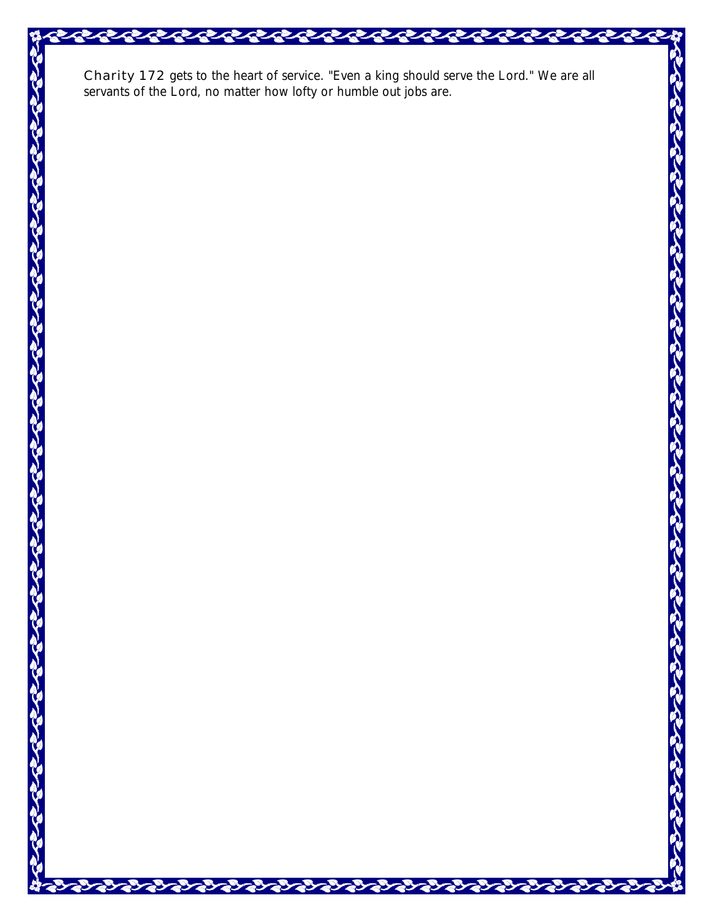Charity 172 gets to the heart of service. "Even a king should serve the Lord." We are all servants of the Lord, no matter how lofty or humble out jobs are.